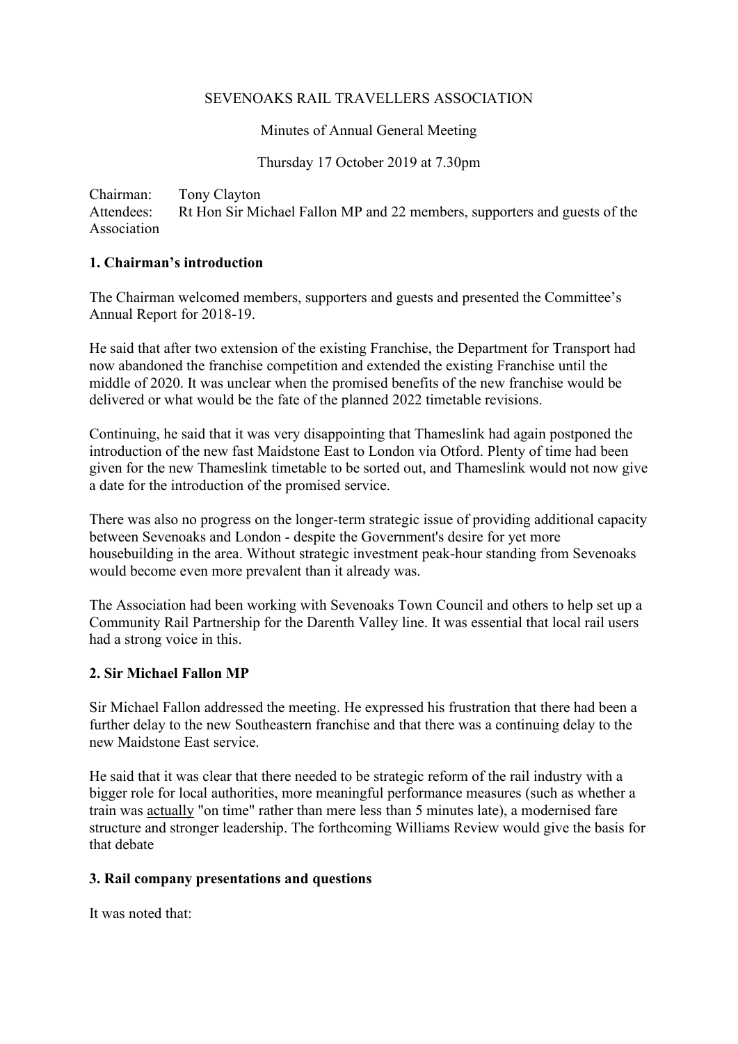SEVENOAKS RAIL TRAVELLERS ASSOCIATION

Minutes of Annual General Meeting

Thursday 17 October 2019 at 7.30pm

Chairman: Tony Clayton
Attendees: Rt Hon Sir Michael Fallon MP and 22 members, supporters and guests of the Association

## 1. Chairman's introduction

The Chairman welcomed members, supporters and guests and presented the Committee's Annual Report for 2018-19.

He said that after two extension of the existing Franchise, the Department for Transport had now abandoned the franchise competition and extended the existing Franchise until the middle of 2020. It was unclear when the promised benefits of the new franchise would be delivered or what would be the fate of the planned 2022 timetable revisions.

Continuing, he said that it was very disappointing that Thameslink had again postponed the introduction of the new fast Maidstone East to London via Otford. Plenty of time had been given for the new Thameslink timetable to be sorted out, and Thameslink would not now give a date for the introduction of the promised service.

There was also no progress on the longer-term strategic issue of providing additional capacity between Sevenoaks and London - despite the Government's desire for yet more housebuilding in the area. Without strategic investment peak-hour standing from Sevenoaks would become even more prevalent than it already was.

The Association had been working with Sevenoaks Town Council and others to help set up a Community Rail Partnership for the Darenth Valley line. It was essential that local rail users had a strong voice in this.

## 2. Sir Michael Fallon MP

Sir Michael Fallon addressed the meeting. He expressed his frustration that there had been a further delay to the new Southeastern franchise and that there was a continuing delay to the new Maidstone East service.

He said that it was clear that there needed to be strategic reform of the rail industry with a bigger role for local authorities, more meaningful performance measures (such as whether a train was actually "on time" rather than mere less than 5 minutes late), a modernised fare structure and stronger leadership. The forthcoming Williams Review would give the basis for that debate

## 3. Rail company presentations and questions

It was noted that: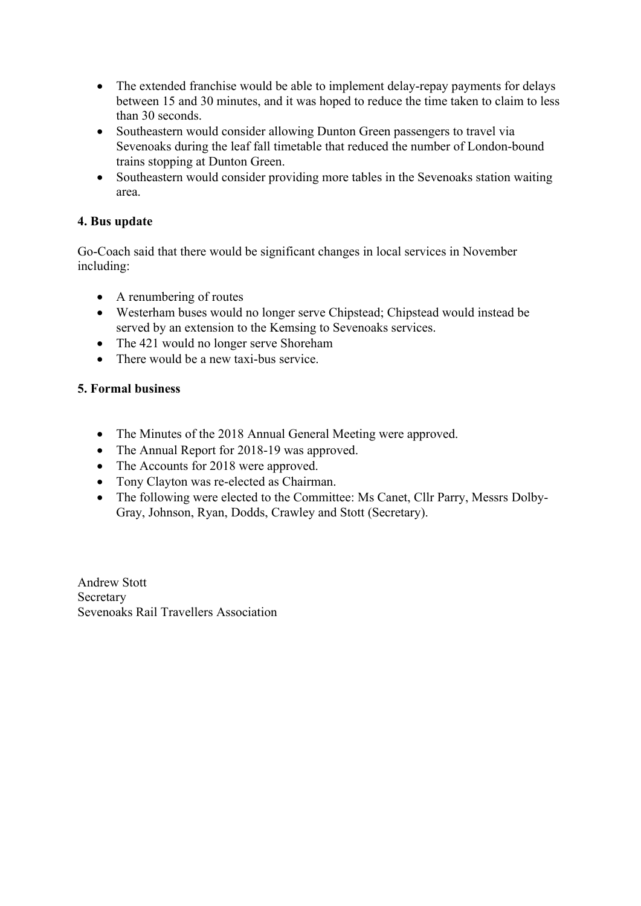- The extended franchise would be able to implement delay-repay payments for delays between 15 and 30 minutes, and it was hoped to reduce the time taken to claim to less than 30 seconds.
- Southeastern would consider allowing Dunton Green passengers to travel via Sevenoaks during the leaf fall timetable that reduced the number of London-bound trains stopping at Dunton Green.
- Southeastern would consider providing more tables in the Sevenoaks station waiting area.

**4. Bus update**

Go-Coach said that there would be significant changes in local services in November including:

- A renumbering of routes
- Westerham buses would no longer serve Chipstead; Chipstead would instead be served by an extension to the Kemsing to Sevenoaks services.
- The 421 would no longer serve Shoreham
- There would be a new taxi-bus service.

**5. Formal business**

- The Minutes of the 2018 Annual General Meeting were approved.
- The Annual Report for 2018-19 was approved.
- The Accounts for 2018 were approved.
- Tony Clayton was re-elected as Chairman.
- The following were elected to the Committee: Ms Canet, Cllr Parry, Messrs Dolby-Gray, Johnson, Ryan, Dodds, Crawley and Stott (Secretary).

Andrew Stott
Secretary
Sevenoaks Rail Travellers Association